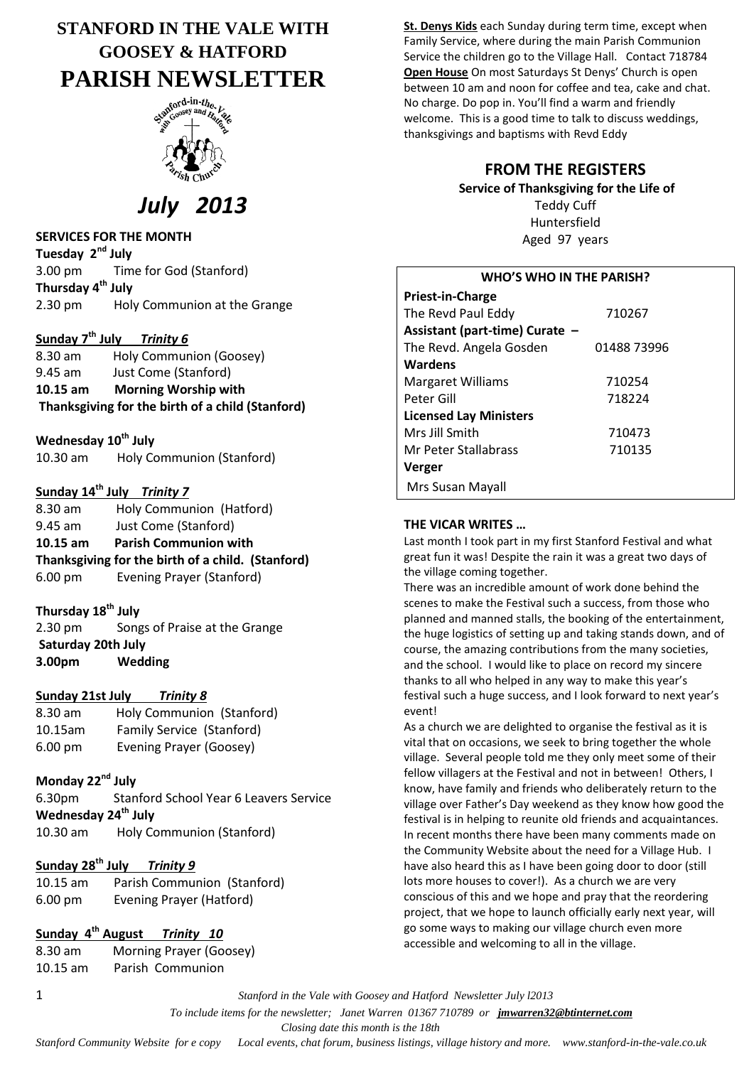# STANFORD IN THE VALE WITH GOOSEY & HATFORD

# PARISH NEWSLETTER

## *July 2013*

**SERVICES FOR THE MONTH**

**Tuesday 2nd July**
3.00 pm Time for God (Stanford)

**Thursday 4th July**
2.30 pm Holy Communion at the Grange

**Sunday 7th July *Trinity 6***
8.30 am Holy Communion (Goosey)
9.45 am Just Come (Stanford)
**10.15 am Morning Worship with Thanksgiving for the birth of a child (Stanford)**

**Wednesday 10th July**
10.30 am Holy Communion (Stanford)

**Sunday 14th July *Trinity 7***
8.30 am Holy Communion (Hatford)
9.45 am Just Come (Stanford)
**10.15 am Parish Communion with Thanksgiving for the birth of a child. (Stanford)**
6.00 pm Evening Prayer (Stanford)

**Thursday 18th July**
2.30 pm Songs of Praise at the Grange

**Saturday 20th July**
**3.00pm Wedding**

**Sunday 21st July *Trinity 8***
8.30 am Holy Communion (Stanford)
10.15am Family Service (Stanford)
6.00 pm Evening Prayer (Goosey)

**Monday 22nd July**
6.30pm Stanford School Year 6 Leavers Service

**Wednesday 24th July**
10.30 am Holy Communion (Stanford)

**Sunday 28th July *Trinity 9***
10.15 am Parish Communion (Stanford)
6.00 pm Evening Prayer (Hatford)

**Sunday 4th August *Trinity 10***
8.30 am Morning Prayer (Goosey)
10.15 am Parish Communion

**St. Denys Kids** each Sunday during term time, except when Family Service, where during the main Parish Communion Service the children go to the Village Hall. Contact 718784

**Open House** On most Saturdays St Denys' Church is open between 10 am and noon for coffee and tea, cake and chat. No charge. Do pop in. You'll find a warm and friendly welcome. This is a good time to talk to discuss weddings, thanksgivings and baptisms with Revd Eddy

## FROM THE REGISTERS

**Service of Thanksgiving for the Life of**
Teddy Cuff
Huntersfield
Aged 97 years

**WHO'S WHO IN THE PARISH?**

| | |
|---|---|
| **Priest-in-Charge** | |
| The Revd Paul Eddy | 710267 |
| **Assistant (part-time) Curate –** | |
| The Revd. Angela Gosden | 01488 73996 |
| **Wardens** | |
| Margaret Williams | 710254 |
| Peter Gill | 718224 |
| **Licensed Lay Ministers** | |
| Mrs Jill Smith | 710473 |
| Mr Peter Stallabrass | 710135 |
| **Verger** | |
| Mrs Susan Mayall | |

**THE VICAR WRITES …**

Last month I took part in my first Stanford Festival and what great fun it was! Despite the rain it was a great two days of the village coming together.

There was an incredible amount of work done behind the scenes to make the Festival such a success, from those who planned and manned stalls, the booking of the entertainment, the huge logistics of setting up and taking stands down, and of course, the amazing contributions from the many societies, and the school. I would like to place on record my sincere thanks to all who helped in any way to make this year's festival such a huge success, and I look forward to next year's event!

As a church we are delighted to organise the festival as it is vital that on occasions, we seek to bring together the whole village. Several people told me they only meet some of their fellow villagers at the Festival and not in between! Others, I know, have family and friends who deliberately return to the village over Father's Day weekend as they know how good the festival is in helping to reunite old friends and acquaintances. In recent months there have been many comments made on the Community Website about the need for a Village Hub. I have also heard this as I have been going door to door (still lots more houses to cover!). As a church we are very conscious of this and we hope and pray that the reordering project, that we hope to launch officially early next year, will go some ways to making our village church even more accessible and welcoming to all in the village.

*Stanford in the Vale with Goosey and Hatford Newsletter July l2013*

*To include items for the newsletter; Janet Warren 01367 710789 or **jmwarren32@btinternet.com***

*Closing date this month is the 18th*

*Stanford Community Website for e copy Local events, chat forum, business listings, village history and more. www.stanford-in-the-vale.co.uk*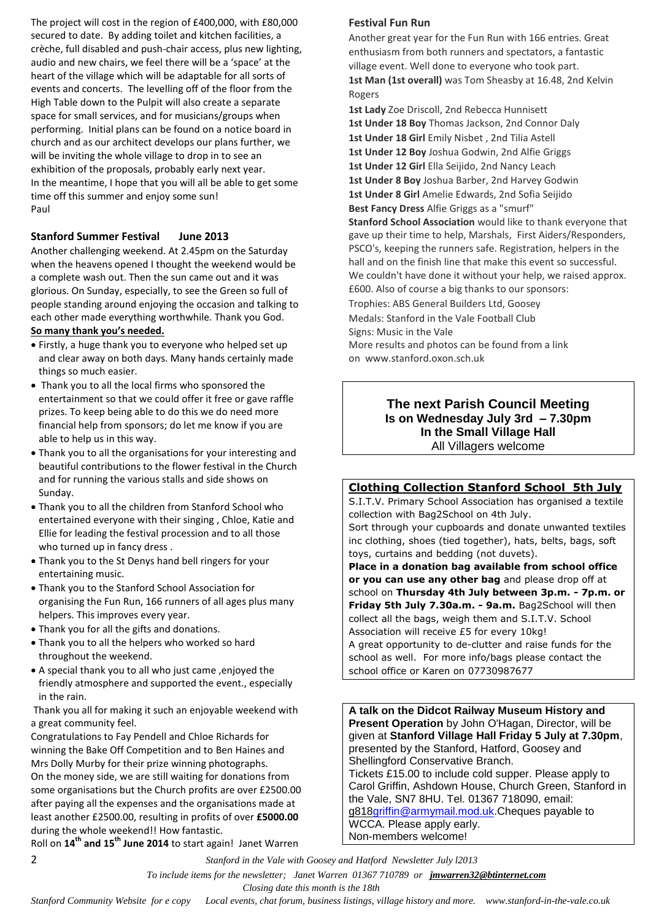The project will cost in the region of £400,000, with £80,000 secured to date. By adding toilet and kitchen facilities, a crèche, full disabled and push-chair access, plus new lighting, audio and new chairs, we feel there will be a 'space' at the heart of the village which will be adaptable for all sorts of events and concerts. The levelling off of the floor from the High Table down to the Pulpit will also create a separate space for small services, and for musicians/groups when performing. Initial plans can be found on a notice board in church and as our architect develops our plans further, we will be inviting the whole village to drop in to see an exhibition of the proposals, probably early next year.
In the meantime, I hope that you will all be able to get some time off this summer and enjoy some sun!
Paul

## Stanford Summer Festival June 2013

Another challenging weekend. At 2.45pm on the Saturday when the heavens opened I thought the weekend would be a complete wash out. Then the sun came out and it was glorious. On Sunday, especially, to see the Green so full of people standing around enjoying the occasion and talking to each other made everything worthwhile. Thank you God.

**So many thank you's needed.**

- Firstly, a huge thank you to everyone who helped set up and clear away on both days. Many hands certainly made things so much easier.
- Thank you to all the local firms who sponsored the entertainment so that we could offer it free or gave raffle prizes. To keep being able to do this we do need more financial help from sponsors; do let me know if you are able to help us in this way.
- Thank you to all the organisations for your interesting and beautiful contributions to the flower festival in the Church and for running the various stalls and side shows on Sunday.
- Thank you to all the children from Stanford School who entertained everyone with their singing , Chloe, Katie and Ellie for leading the festival procession and to all those who turned up in fancy dress .
- Thank you to the St Denys hand bell ringers for your entertaining music.
- Thank you to the Stanford School Association for organising the Fun Run, 166 runners of all ages plus many helpers. This improves every year.
- Thank you for all the gifts and donations.
- Thank you to all the helpers who worked so hard throughout the weekend.
- A special thank you to all who just came ,enjoyed the friendly atmosphere and supported the event., especially in the rain.

Thank you all for making it such an enjoyable weekend with a great community feel.

Congratulations to Fay Pendell and Chloe Richards for winning the Bake Off Competition and to Ben Haines and Mrs Dolly Murby for their prize winning photographs.

On the money side, we are still waiting for donations from some organisations but the Church profits are over £2500.00 after paying all the expenses and the organisations made at least another £2500.00, resulting in profits of over **£5000.00** during the whole weekend!! How fantastic.

Roll on **14th and 15th June 2014** to start again! Janet Warren

## Festival Fun Run

Another great year for the Fun Run with 166 entries. Great enthusiasm from both runners and spectators, a fantastic village event. Well done to everyone who took part.

**1st Man (1st overall)** was Tom Sheasby at 16.48, 2nd Kelvin Rogers
**1st Lady** Zoe Driscoll, 2nd Rebecca Hunnisett
**1st Under 18 Boy** Thomas Jackson, 2nd Connor Daly
**1st Under 18 Girl** Emily Nisbet , 2nd Tilia Astell
**1st Under 12 Boy** Joshua Godwin, 2nd Alfie Griggs
**1st Under 12 Girl** Ella Seijido, 2nd Nancy Leach
**1st Under 8 Boy** Joshua Barber, 2nd Harvey Godwin
**1st Under 8 Girl** Amelie Edwards, 2nd Sofia Seijido
**Best Fancy Dress** Alfie Griggs as a "smurf"

**Stanford School Association** would like to thank everyone that gave up their time to help, Marshals, First Aiders/Responders, PSCO's, keeping the runners safe. Registration, helpers in the hall and on the finish line that make this event so successful. We couldn't have done it without your help, we raised approx. £600. Also of course a big thanks to our sponsors:

Trophies: ABS General Builders Ltd, Goosey
Medals: Stanford in the Vale Football Club
Signs: Music in the Vale

More results and photos can be found from a link on www.stanford.oxon.sch.uk

**The next Parish Council Meeting**
**Is on Wednesday July 3rd – 7.30pm**
**In the Small Village Hall**
All Villagers welcome

## Clothing Collection Stanford School 5th July

S.I.T.V. Primary School Association has organised a textile collection with Bag2School on 4th July.

Sort through your cupboards and donate unwanted textiles inc clothing, shoes (tied together), hats, belts, bags, soft toys, curtains and bedding (not duvets).

**Place in a donation bag available from school office or you can use any other bag** and please drop off at school on **Thursday 4th July between 3p.m. - 7p.m. or Friday 5th July 7.30a.m. - 9a.m.** Bag2School will then collect all the bags, weigh them and S.I.T.V. School Association will receive £5 for every 10kg!

A great opportunity to de-clutter and raise funds for the school as well. For more info/bags please contact the school office or Karen on 07730987677

**A talk on the Didcot Railway Museum History and Present Operation** by John O'Hagan, Director, will be given at **Stanford Village Hall Friday 5 July at 7.30pm**, presented by the Stanford, Hatford, Goosey and Shellingford Conservative Branch.

Tickets £15.00 to include cold supper. Please apply to Carol Griffin, Ashdown House, Church Green, Stanford in the Vale, SN7 8HU. Tel. 01367 718090, email: g818griffin@armymail.mod.uk. Cheques payable to WCCA. Please apply early.

Non-members welcome!

*To include items for the newsletter; Janet Warren 01367 710789 or* ***jmwarren32@btinternet.com***
*Closing date this month is the 18th*

*Stanford Community Website for e copy Local events, chat forum, business listings, village history and more. www.stanford-in-the-vale.co.uk*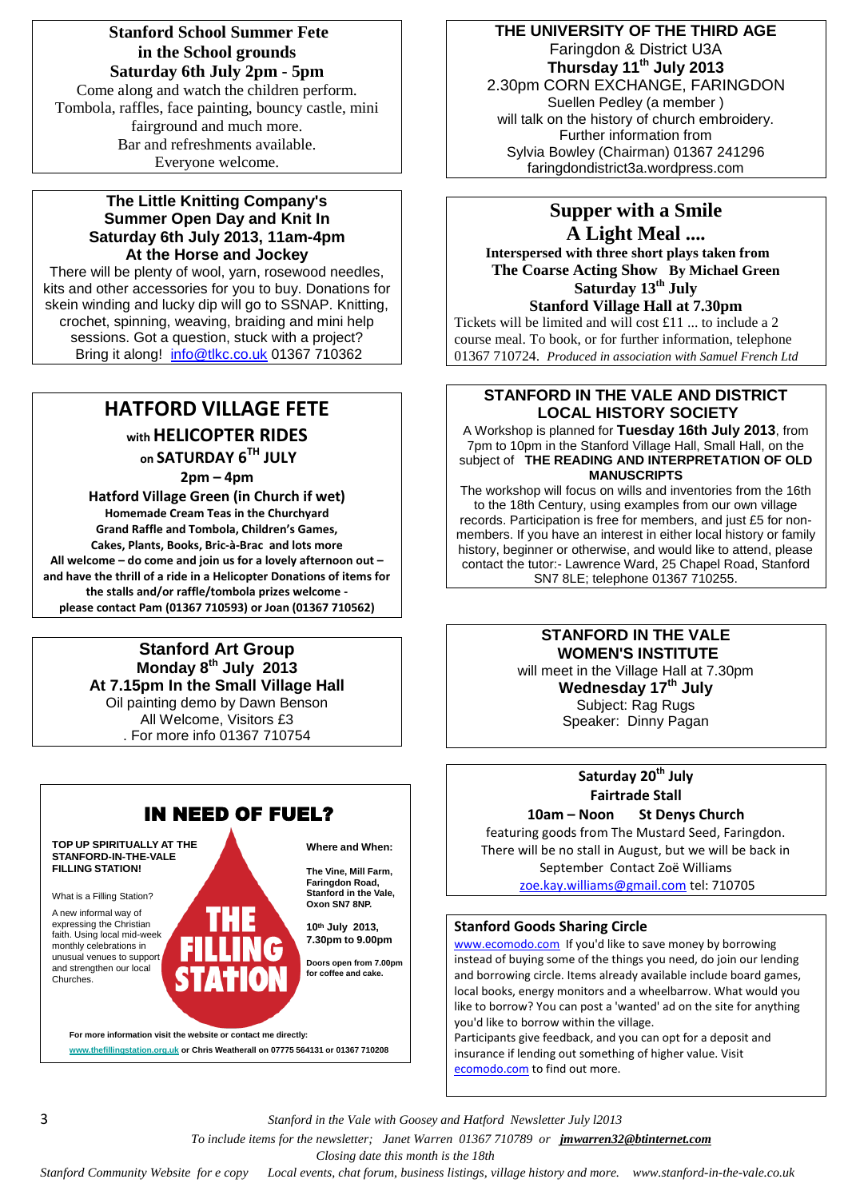## Stanford School Summer Fete
## in the School grounds
## Saturday 6th July 2pm - 5pm

Come along and watch the children perform.
Tombola, raffles, face painting, bouncy castle, mini fairground and much more.
Bar and refreshments available.
Everyone welcome.

## The Little Knitting Company's Summer Open Day and Knit In
## Saturday 6th July 2013, 11am-4pm
## At the Horse and Jockey

There will be plenty of wool, yarn, rosewood needles, kits and other accessories for you to buy. Donations for skein winding and lucky dip will go to SSNAP. Knitting, crochet, spinning, weaving, braiding and mini help sessions. Got a question, stuck with a project? Bring it along! info@tlkc.co.uk 01367 710362

## HATFORD VILLAGE FETE

**with HELICOPTER RIDES**

**on SATURDAY 6TH JULY**

**2pm – 4pm**

**Hatford Village Green (in Church if wet)**

**Homemade Cream Teas in the Churchyard**
**Grand Raffle and Tombola, Children's Games,**
**Cakes, Plants, Books, Bric-à-Brac and lots more**
**All welcome – do come and join us for a lovely afternoon out – and have the thrill of a ride in a Helicopter Donations of items for the stalls and/or raffle/tombola prizes welcome - please contact Pam (01367 710593) or Joan (01367 710562)**

## Stanford Art Group
## Monday 8th July 2013
## At 7.15pm In the Small Village Hall

Oil painting demo by Dawn Benson
All Welcome, Visitors £3
. For more info 01367 710754

## IN NEED OF FUEL?

**TOP UP SPIRITUALLY AT THE STANFORD-IN-THE-VALE FILLING STATION!**

What is a Filling Station?

A new informal way of expressing the Christian faith. Using local mid-week monthly celebrations in unusual venues to support and strengthen our local Churches.

**THE FILLING STATION**

**Where and When:**

**The Vine, Mill Farm, Faringdon Road, Stanford in the Vale, Oxon SN7 8NP.**

**10th July 2013, 7.30pm to 9.00pm**

**Doors open from 7.00pm for coffee and cake.**

**For more information visit the website or contact me directly:**
**www.thefillingstation.org.uk or Chris Weatherall on 07775 564131 or 01367 710208**

## THE UNIVERSITY OF THE THIRD AGE

Faringdon & District U3A
**Thursday 11th July 2013**
2.30pm CORN EXCHANGE, FARINGDON
Suellen Pedley (a member )
will talk on the history of church embroidery.
Further information from
Sylvia Bowley (Chairman) 01367 241296
faringdondistrict3a.wordpress.com

## Supper with a Smile
## A Light Meal ....

**Interspersed with three short plays taken from**
**The Coarse Acting Show By Michael Green**
**Saturday 13th July**
**Stanford Village Hall at 7.30pm**

Tickets will be limited and will cost £11 ... to include a 2 course meal. To book, or for further information, telephone 01367 710724. *Produced in association with Samuel French Ltd*

## STANFORD IN THE VALE AND DISTRICT LOCAL HISTORY SOCIETY

A Workshop is planned for **Tuesday 16th July 2013**, from 7pm to 10pm in the Stanford Village Hall, Small Hall, on the subject of **THE READING AND INTERPRETATION OF OLD MANUSCRIPTS**

The workshop will focus on wills and inventories from the 16th to the 18th Century, using examples from our own village records. Participation is free for members, and just £5 for non-members. If you have an interest in either local history or family history, beginner or otherwise, and would like to attend, please contact the tutor:- Lawrence Ward, 25 Chapel Road, Stanford SN7 8LE; telephone 01367 710255.

## STANFORD IN THE VALE WOMEN'S INSTITUTE

will meet in the Village Hall at 7.30pm
**Wednesday 17th July**
Subject: Rag Rugs
Speaker: Dinny Pagan

## Saturday 20th July
## Fairtrade Stall

**10am – Noon St Denys Church**

featuring goods from The Mustard Seed, Faringdon. There will be no stall in August, but we will be back in September Contact Zoë Williams
zoe.kay.williams@gmail.com tel: 710705

## Stanford Goods Sharing Circle

www.ecomodo.com If you'd like to save money by borrowing instead of buying some of the things you need, do join our lending and borrowing circle. Items already available include board games, local books, energy monitors and a wheelbarrow. What would you like to borrow? You can post a 'wanted' ad on the site for anything you'd like to borrow within the village.
Participants give feedback, and you can opt for a deposit and insurance if lending out something of higher value. Visit ecomodo.com to find out more.

*To include items for the newsletter; Janet Warren 01367 710789 or* ***jmwarren32@btinternet.com***

*Closing date this month is the 18th*

*Stanford Community Website for e copy Local events, chat forum, business listings, village history and more. www.stanford-in-the-vale.co.uk*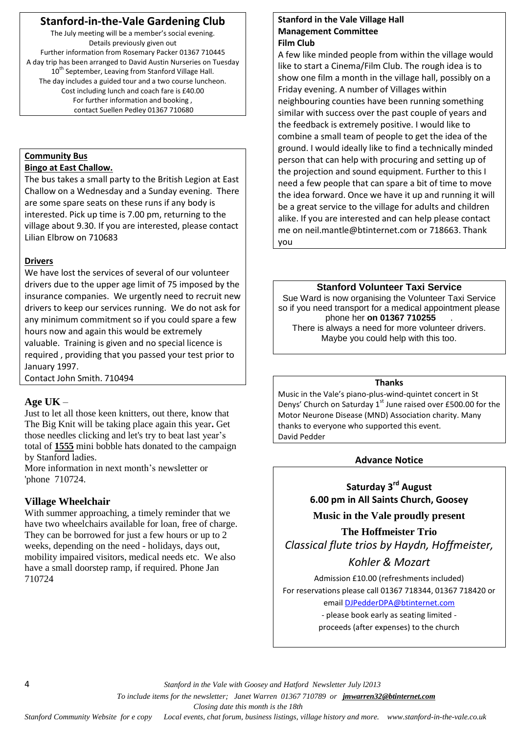## Stanford-in-the-Vale Gardening Club

The July meeting will be a member's social evening.
Details previously given out
Further information from Rosemary Packer 01367 710445
A day trip has been arranged to David Austin Nurseries on Tuesday 10th September, Leaving from Stanford Village Hall.
The day includes a guided tour and a two course luncheon.
Cost including lunch and coach fare is £40.00
For further information and booking ,
contact Suellen Pedley 01367 710680

### Community Bus

**Bingo at East Challow.**

The bus takes a small party to the British Legion at East Challow on a Wednesday and a Sunday evening. There are some spare seats on these runs if any body is interested. Pick up time is 7.00 pm, returning to the village about 9.30. If you are interested, please contact Lilian Elbrow on 710683

**Drivers**

We have lost the services of several of our volunteer drivers due to the upper age limit of 75 imposed by the insurance companies. We urgently need to recruit new drivers to keep our services running. We do not ask for any minimum commitment so if you could spare a few hours now and again this would be extremely valuable. Training is given and no special licence is required , providing that you passed your test prior to January 1997.
Contact John Smith. 710494

### Age UK –

Just to let all those keen knitters, out there, know that The Big Knit will be taking place again this year**.** Get those needles clicking and let's try to beat last year's total of **1555** mini bobble hats donated to the campaign by Stanford ladies.
More information in next month's newsletter or 'phone 710724.

### Village Wheelchair

With summer approaching, a timely reminder that we have two wheelchairs available for loan, free of charge. They can be borrowed for just a few hours or up to 2 weeks, depending on the need - holidays, days out, mobility impaired visitors, medical needs etc. We also have a small doorstep ramp, if required. Phone Jan 710724

### Stanford in the Vale Village Hall Management Committee

**Film Club**

A few like minded people from within the village would like to start a Cinema/Film Club. The rough idea is to show one film a month in the village hall, possibly on a Friday evening. A number of Villages within neighbouring counties have been running something similar with success over the past couple of years and the feedback is extremely positive. I would like to combine a small team of people to get the idea of the ground. I would ideally like to find a technically minded person that can help with procuring and setting up of the projection and sound equipment. Further to this I need a few people that can spare a bit of time to move the idea forward. Once we have it up and running it will be a great service to the village for adults and children alike. If you are interested and can help please contact me on neil.mantle@btinternet.com or 718663. Thank you

### Stanford Volunteer Taxi Service

Sue Ward is now organising the Volunteer Taxi Service so if you need transport for a medical appointment please phone her **on 01367 710255** .
There is always a need for more volunteer drivers.
Maybe you could help with this too.

### Thanks

Music in the Vale's piano-plus-wind-quintet concert in St Denys' Church on Saturday 1st June raised over £500.00 for the Motor Neurone Disease (MND) Association charity. Many thanks to everyone who supported this event.
David Pedder

### Advance Notice

**Saturday 3rd August**
**6.00 pm in All Saints Church, Goosey**

**Music in the Vale proudly present**

**The Hoffmeister Trio**

*Classical flute trios by Haydn, Hoffmeister, Kohler & Mozart*

Admission £10.00 (refreshments included)
For reservations please call 01367 718344, 01367 718420 or email DJPedderDPA@btinternet.com
- please book early as seating limited -
proceeds (after expenses) to the church

*To include items for the newsletter; Janet Warren 01367 710789 or* ***jmwarren32@btinternet.com***
*Closing date this month is the 18th*
*Stanford Community Website for e copy Local events, chat forum, business listings, village history and more. www.stanford-in-the-vale.co.uk*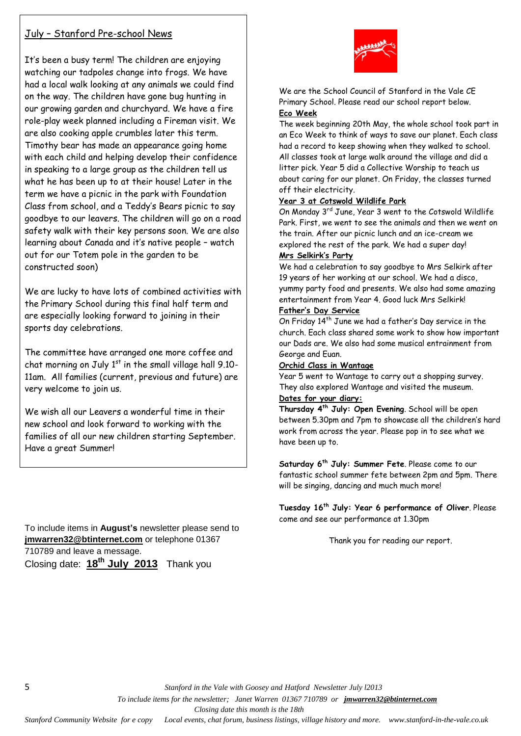## July – Stanford Pre-school News

It's been a busy term! The children are enjoying watching our tadpoles change into frogs. We have had a local walk looking at any animals we could find on the way. The children have gone bug hunting in our growing garden and churchyard. We have a fire role-play week planned including a Fireman visit. We are also cooking apple crumbles later this term. Timothy bear has made an appearance going home with each child and helping develop their confidence in speaking to a large group as the children tell us what he has been up to at their house! Later in the term we have a picnic in the park with Foundation Class from school, and a Teddy's Bears picnic to say goodbye to our leavers. The children will go on a road safety walk with their key persons soon. We are also learning about Canada and it's native people – watch out for our Totem pole in the garden to be constructed soon)

We are lucky to have lots of combined activities with the Primary School during this final half term and are especially looking forward to joining in their sports day celebrations.

The committee have arranged one more coffee and chat morning on July 1st in the small village hall 9.10-11am. All families (current, previous and future) are very welcome to join us.

We wish all our Leavers a wonderful time in their new school and look forward to working with the families of all our new children starting September. Have a great Summer!

To include items in **August's** newsletter please send to **jmwarren32@btinternet.com** or telephone 01367 710789 and leave a message.
Closing date: **18th July 2013** Thank you

We are the School Council of Stanford in the Vale CE Primary School. Please read our school report below.

**Eco Week**

The week beginning 20th May, the whole school took part in an Eco Week to think of ways to save our planet. Each class had a record to keep showing when they walked to school. All classes took at large walk around the village and did a litter pick. Year 5 did a Collective Worship to teach us about caring for our planet. On Friday, the classes turned off their electricity.

**Year 3 at Cotswold Wildlife Park**

On Monday 3rd June, Year 3 went to the Cotswold Wildlife Park. First, we went to see the animals and then we went on the train. After our picnic lunch and an ice-cream we explored the rest of the park. We had a super day!

**Mrs Selkirk's Party**

We had a celebration to say goodbye to Mrs Selkirk after 19 years of her working at our school. We had a disco, yummy party food and presents. We also had some amazing entertainment from Year 4. Good luck Mrs Selkirk!

**Father's Day Service**

On Friday 14th June we had a father's Day service in the church. Each class shared some work to show how important our Dads are. We also had some musical entrainment from George and Euan.

**Orchid Class in Wantage**

Year 5 went to Wantage to carry out a shopping survey. They also explored Wantage and visited the museum.

**Dates for your diary:**

**Thursday 4th July: Open Evening**. School will be open between 5.30pm and 7pm to showcase all the children's hard work from across the year. Please pop in to see what we have been up to.

**Saturday 6th July: Summer Fete**. Please come to our fantastic school summer fete between 2pm and 5pm. There will be singing, dancing and much much more!

**Tuesday 16th July: Year 6 performance of Oliver**. Please come and see our performance at 1.30pm

Thank you for reading our report.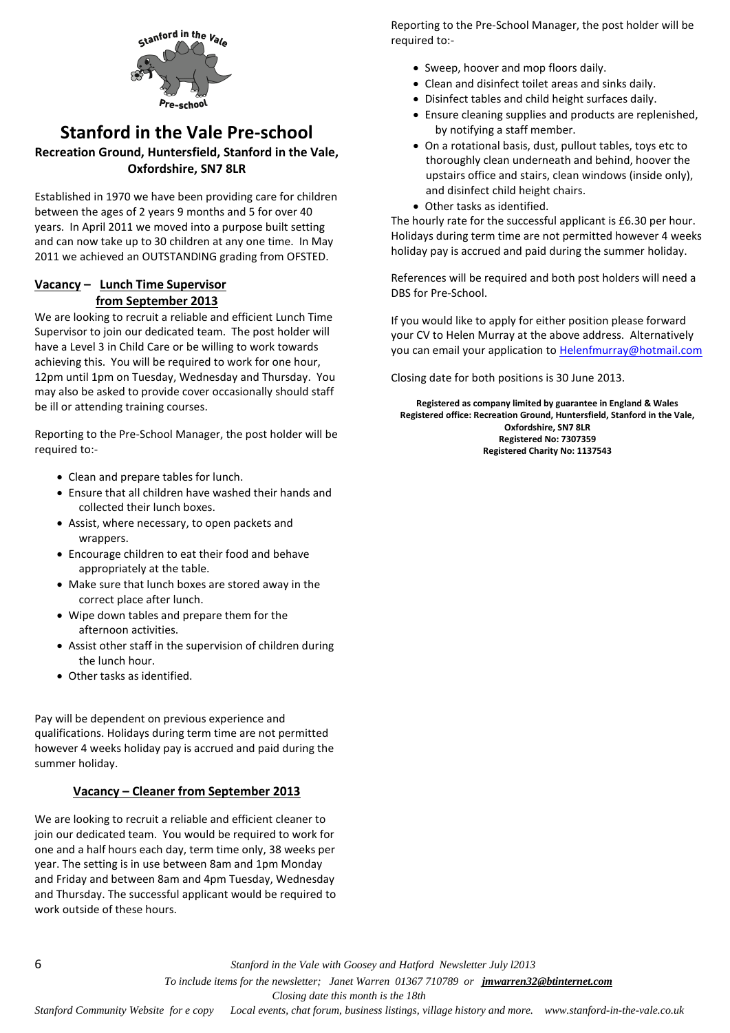# Stanford in the Vale Pre-school

**Recreation Ground, Huntersfield, Stanford in the Vale, Oxfordshire, SN7 8LR**

Established in 1970 we have been providing care for children between the ages of 2 years 9 months and 5 for over 40 years. In April 2011 we moved into a purpose built setting and can now take up to 30 children at any one time. In May 2011 we achieved an OUTSTANDING grading from OFSTED.

## Vacancy – Lunch Time Supervisor from September 2013

We are looking to recruit a reliable and efficient Lunch Time Supervisor to join our dedicated team. The post holder will have a Level 3 in Child Care or be willing to work towards achieving this. You will be required to work for one hour, 12pm until 1pm on Tuesday, Wednesday and Thursday. You may also be asked to provide cover occasionally should staff be ill or attending training courses.

Reporting to the Pre-School Manager, the post holder will be required to:-

- Clean and prepare tables for lunch.
- Ensure that all children have washed their hands and collected their lunch boxes.
- Assist, where necessary, to open packets and wrappers.
- Encourage children to eat their food and behave appropriately at the table.
- Make sure that lunch boxes are stored away in the correct place after lunch.
- Wipe down tables and prepare them for the afternoon activities.
- Assist other staff in the supervision of children during the lunch hour.
- Other tasks as identified.

Pay will be dependent on previous experience and qualifications. Holidays during term time are not permitted however 4 weeks holiday pay is accrued and paid during the summer holiday.

## Vacancy – Cleaner from September 2013

We are looking to recruit a reliable and efficient cleaner to join our dedicated team. You would be required to work for one and a half hours each day, term time only, 38 weeks per year. The setting is in use between 8am and 1pm Monday and Friday and between 8am and 4pm Tuesday, Wednesday and Thursday. The successful applicant would be required to work outside of these hours.

Reporting to the Pre-School Manager, the post holder will be required to:-

- Sweep, hoover and mop floors daily.
- Clean and disinfect toilet areas and sinks daily.
- Disinfect tables and child height surfaces daily.
- Ensure cleaning supplies and products are replenished, by notifying a staff member.
- On a rotational basis, dust, pullout tables, toys etc to thoroughly clean underneath and behind, hoover the upstairs office and stairs, clean windows (inside only), and disinfect child height chairs.
- Other tasks as identified.

The hourly rate for the successful applicant is £6.30 per hour. Holidays during term time are not permitted however 4 weeks holiday pay is accrued and paid during the summer holiday.

References will be required and both post holders will need a DBS for Pre-School.

If you would like to apply for either position please forward your CV to Helen Murray at the above address. Alternatively you can email your application to Helenfmurray@hotmail.com

Closing date for both positions is 30 June 2013.

**Registered as company limited by guarantee in England & Wales**
**Registered office: Recreation Ground, Huntersfield, Stanford in the Vale, Oxfordshire, SN7 8LR**
**Registered No: 7307359**
**Registered Charity No: 1137543**

*To include items for the newsletter; Janet Warren 01367 710789 or* ***jmwarren32@btinternet.com***

*Closing date this month is the 18th*

*Stanford Community Website for e copy Local events, chat forum, business listings, village history and more. www.stanford-in-the-vale.co.uk*